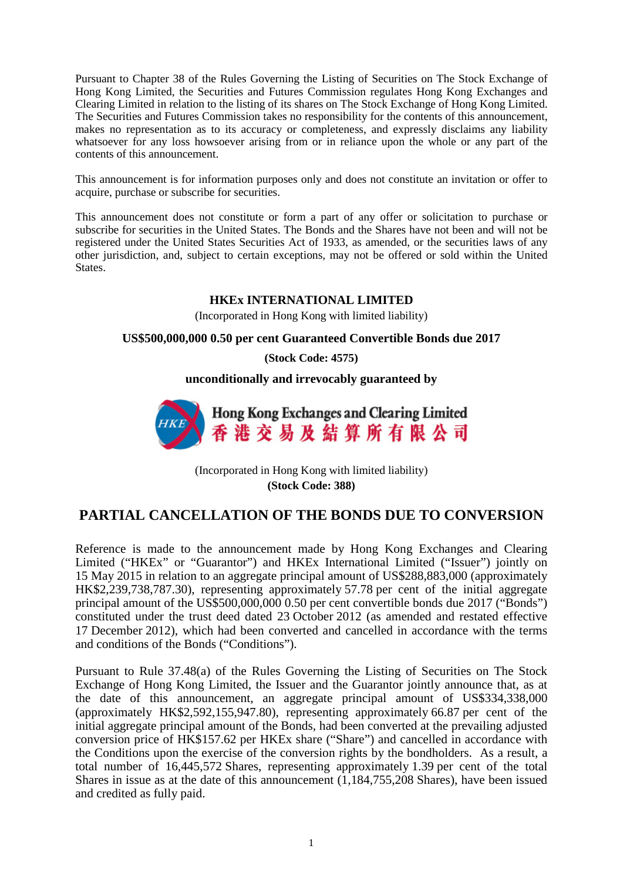Pursuant to Chapter 38 of the Rules Governing the Listing of Securities on The Stock Exchange of Hong Kong Limited, the Securities and Futures Commission regulates Hong Kong Exchanges and Clearing Limited in relation to the listing of its shares on The Stock Exchange of Hong Kong Limited. The Securities and Futures Commission takes no responsibility for the contents of this announcement, makes no representation as to its accuracy or completeness, and expressly disclaims any liability whatsoever for any loss howsoever arising from or in reliance upon the whole or any part of the contents of this announcement.

This announcement is for information purposes only and does not constitute an invitation or offer to acquire, purchase or subscribe for securities.

This announcement does not constitute or form a part of any offer or solicitation to purchase or subscribe for securities in the United States. The Bonds and the Shares have not been and will not be registered under the United States Securities Act of 1933, as amended, or the securities laws of any other jurisdiction, and, subject to certain exceptions, may not be offered or sold within the United States.

**HKEx INTERNATIONAL LIMITED**

(Incorporated in Hong Kong with limited liability)

**US$500,000,000 0.50 per cent Guaranteed Convertible Bonds due 2017**

**(Stock Code: 4575)**

**unconditionally and irrevocably guaranteed by**

**Hong Kong Exchanges and Clearing Limited**
**香港交易及結算所有限公司**

(Incorporated in Hong Kong with limited liability)
**(Stock Code: 388)**

# PARTIAL CANCELLATION OF THE BONDS DUE TO CONVERSION

Reference is made to the announcement made by Hong Kong Exchanges and Clearing Limited ("HKEx" or "Guarantor") and HKEx International Limited ("Issuer") jointly on 15 May 2015 in relation to an aggregate principal amount of US$288,883,000 (approximately HK$2,239,738,787.30), representing approximately 57.78 per cent of the initial aggregate principal amount of the US$500,000,000 0.50 per cent convertible bonds due 2017 ("Bonds") constituted under the trust deed dated 23 October 2012 (as amended and restated effective 17 December 2012), which had been converted and cancelled in accordance with the terms and conditions of the Bonds ("Conditions").

Pursuant to Rule 37.48(a) of the Rules Governing the Listing of Securities on The Stock Exchange of Hong Kong Limited, the Issuer and the Guarantor jointly announce that, as at the date of this announcement, an aggregate principal amount of US$334,338,000 (approximately HK$2,592,155,947.80), representing approximately 66.87 per cent of the initial aggregate principal amount of the Bonds, had been converted at the prevailing adjusted conversion price of HK$157.62 per HKEx share ("Share") and cancelled in accordance with the Conditions upon the exercise of the conversion rights by the bondholders. As a result, a total number of 16,445,572 Shares, representing approximately 1.39 per cent of the total Shares in issue as at the date of this announcement (1,184,755,208 Shares), have been issued and credited as fully paid.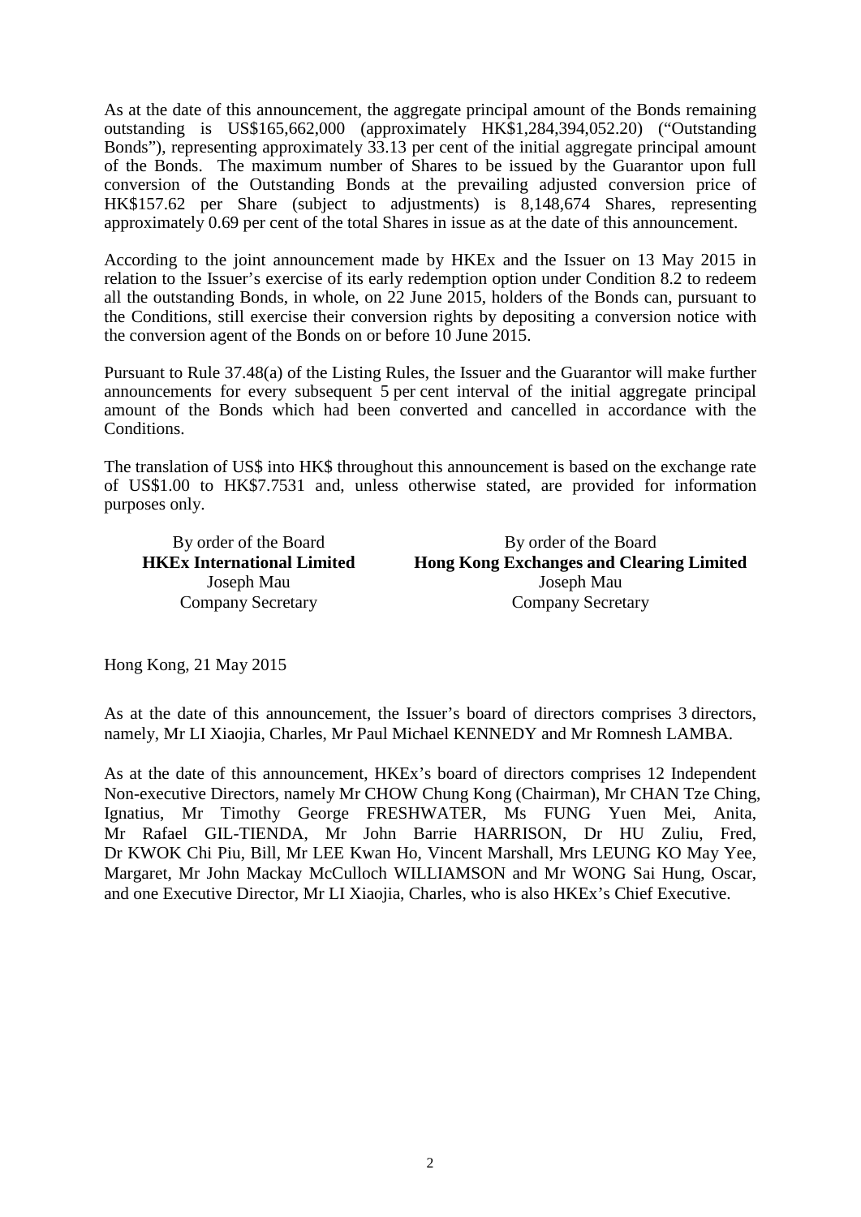As at the date of this announcement, the aggregate principal amount of the Bonds remaining outstanding is US$165,662,000 (approximately HK$1,284,394,052.20) ("Outstanding Bonds"), representing approximately 33.13 per cent of the initial aggregate principal amount of the Bonds. The maximum number of Shares to be issued by the Guarantor upon full conversion of the Outstanding Bonds at the prevailing adjusted conversion price of HK$157.62 per Share (subject to adjustments) is 8,148,674 Shares, representing approximately 0.69 per cent of the total Shares in issue as at the date of this announcement.

According to the joint announcement made by HKEx and the Issuer on 13 May 2015 in relation to the Issuer's exercise of its early redemption option under Condition 8.2 to redeem all the outstanding Bonds, in whole, on 22 June 2015, holders of the Bonds can, pursuant to the Conditions, still exercise their conversion rights by depositing a conversion notice with the conversion agent of the Bonds on or before 10 June 2015.

Pursuant to Rule 37.48(a) of the Listing Rules, the Issuer and the Guarantor will make further announcements for every subsequent 5 per cent interval of the initial aggregate principal amount of the Bonds which had been converted and cancelled in accordance with the Conditions.

The translation of US$ into HK$ throughout this announcement is based on the exchange rate of US$1.00 to HK$7.7531 and, unless otherwise stated, are provided for information purposes only.

By order of the Board
**HKEx International Limited**
Joseph Mau
Company Secretary

By order of the Board
**Hong Kong Exchanges and Clearing Limited**
Joseph Mau
Company Secretary

Hong Kong, 21 May 2015

As at the date of this announcement, the Issuer's board of directors comprises 3 directors, namely, Mr LI Xiaojia, Charles, Mr Paul Michael KENNEDY and Mr Romnesh LAMBA.

As at the date of this announcement, HKEx's board of directors comprises 12 Independent Non-executive Directors, namely Mr CHOW Chung Kong (Chairman), Mr CHAN Tze Ching, Ignatius, Mr Timothy George FRESHWATER, Ms FUNG Yuen Mei, Anita, Mr Rafael GIL-TIENDA, Mr John Barrie HARRISON, Dr HU Zuliu, Fred, Dr KWOK Chi Piu, Bill, Mr LEE Kwan Ho, Vincent Marshall, Mrs LEUNG KO May Yee, Margaret, Mr John Mackay McCulloch WILLIAMSON and Mr WONG Sai Hung, Oscar, and one Executive Director, Mr LI Xiaojia, Charles, who is also HKEx's Chief Executive.